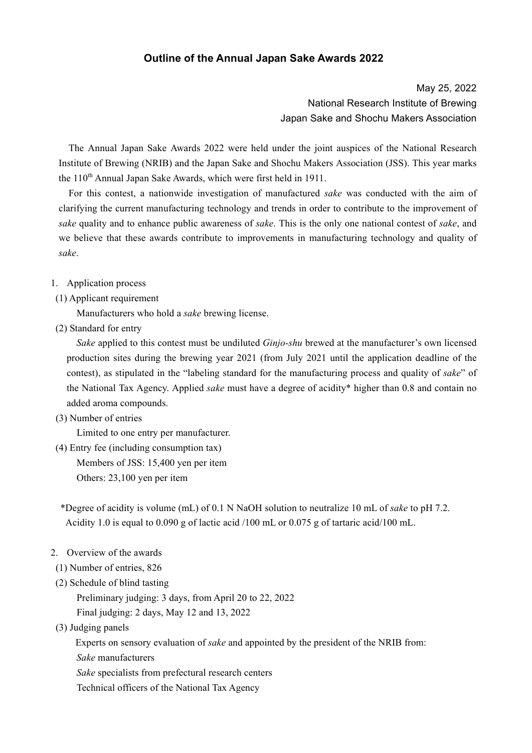# Outline of the Annual Japan Sake Awards 2022

May 25, 2022
National Research Institute of Brewing
Japan Sake and Shochu Makers Association

The Annual Japan Sake Awards 2022 were held under the joint auspices of the National Research Institute of Brewing (NRIB) and the Japan Sake and Shochu Makers Association (JSS). This year marks the 110$^{th}$ Annual Japan Sake Awards, which were first held in 1911.

For this contest, a nationwide investigation of manufactured *sake* was conducted with the aim of clarifying the current manufacturing technology and trends in order to contribute to the improvement of *sake* quality and to enhance public awareness of *sake*. This is the only one national contest of *sake*, and we believe that these awards contribute to improvements in manufacturing technology and quality of *sake*.

1. Application process

(1) Applicant requirement

Manufacturers who hold a *sake* brewing license.

(2) Standard for entry

*Sake* applied to this contest must be undiluted *Ginjo-shu* brewed at the manufacturer's own licensed production sites during the brewing year 2021 (from July 2021 until the application deadline of the contest), as stipulated in the "labeling standard for the manufacturing process and quality of *sake*" of the National Tax Agency. Applied *sake* must have a degree of acidity* higher than 0.8 and contain no added aroma compounds.

(3) Number of entries

Limited to one entry per manufacturer.

(4) Entry fee (including consumption tax)

Members of JSS: 15,400 yen per item

Others: 23,100 yen per item

*Degree of acidity is volume (mL) of 0.1 N NaOH solution to neutralize 10 mL of *sake* to pH 7.2. Acidity 1.0 is equal to 0.090 g of lactic acid /100 mL or 0.075 g of tartaric acid/100 mL.

2. Overview of the awards

(1) Number of entries, 826

(2) Schedule of blind tasting

Preliminary judging: 3 days, from April 20 to 22, 2022

Final judging: 2 days, May 12 and 13, 2022

(3) Judging panels

Experts on sensory evaluation of *sake* and appointed by the president of the NRIB from:

*Sake* manufacturers

*Sake* specialists from prefectural research centers

Technical officers of the National Tax Agency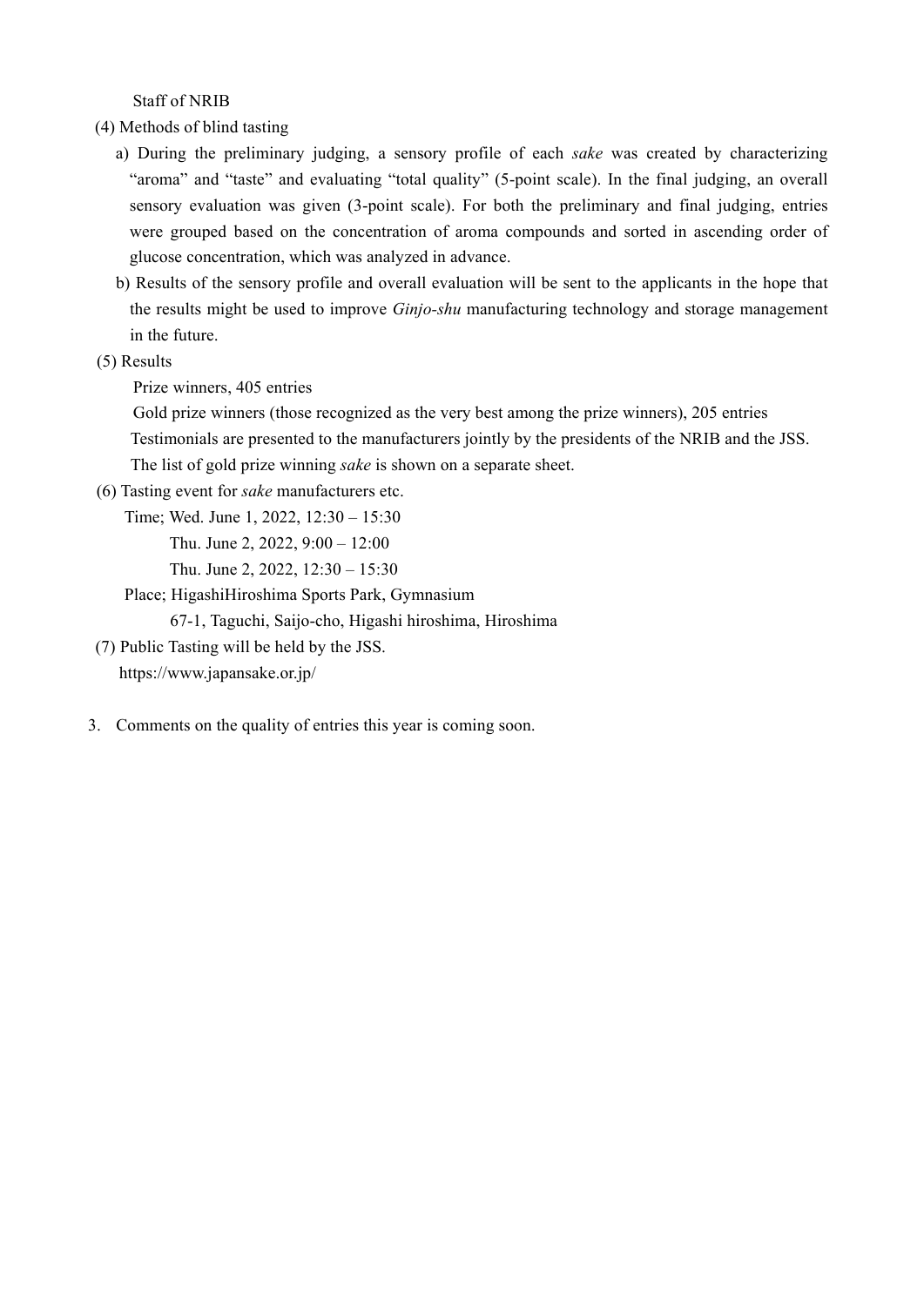Staff of NRIB

(4) Methods of blind tasting

a) During the preliminary judging, a sensory profile of each *sake* was created by characterizing "aroma" and "taste" and evaluating "total quality" (5-point scale). In the final judging, an overall sensory evaluation was given (3-point scale). For both the preliminary and final judging, entries were grouped based on the concentration of aroma compounds and sorted in ascending order of glucose concentration, which was analyzed in advance.

b) Results of the sensory profile and overall evaluation will be sent to the applicants in the hope that the results might be used to improve *Ginjo-shu* manufacturing technology and storage management in the future.

(5) Results

Prize winners, 405 entries

Gold prize winners (those recognized as the very best among the prize winners), 205 entries

Testimonials are presented to the manufacturers jointly by the presidents of the NRIB and the JSS.

The list of gold prize winning *sake* is shown on a separate sheet.

(6) Tasting event for *sake* manufacturers etc.

Time; Wed. June 1, 2022, 12:30 – 15:30

Thu. June 2, 2022, 9:00 – 12:00

Thu. June 2, 2022, 12:30 – 15:30

Place; HigashiHiroshima Sports Park, Gymnasium

67-1, Taguchi, Saijo-cho, Higashi hiroshima, Hiroshima

(7) Public Tasting will be held by the JSS.

https://www.japansake.or.jp/

3. Comments on the quality of entries this year is coming soon.